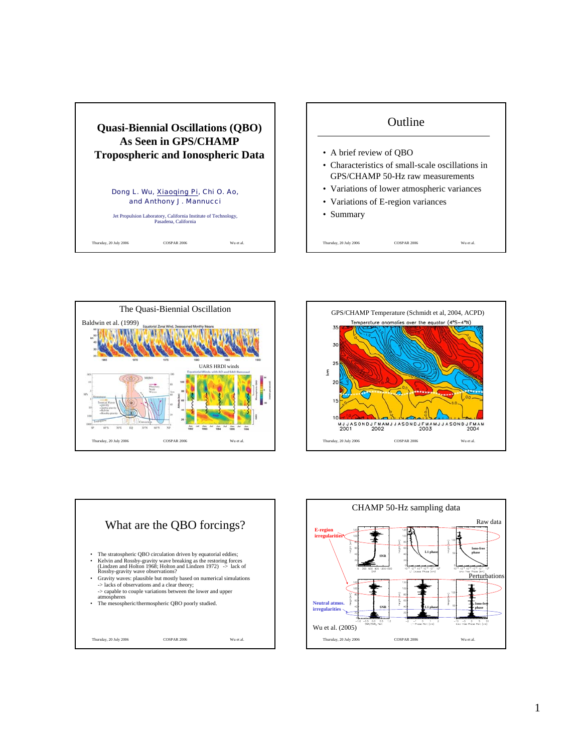# Quasi-Biennial Oscillations (QBO) As Seen in GPS/CHAMP Tropospheric and Ionospheric Data

Dong L. Wu, Xiaoqing Pi, Chi O. Ao, and Anthony J. Mannucci

Jet Propulsion Laboratory, California Institute of Technology, Pasadena, California

---

## Outline

- A brief review of QBO
- Characteristics of small-scale oscillations in GPS/CHAMP 50-Hz raw measurements
- Variations of lower atmospheric variances
- Variations of E-region variances
- Summary

---

## The Quasi-Biennial Oscillation

Baldwin et al. (1999)

UARS HRDI winds

---

## GPS/CHAMP Temperature (Schmidt et al, 2004, ACPD)

---

## What are the QBO forcings?

- The stratospheric QBO circulation driven by equatorial eddies;
- Kelvin and Rossby-gravity wave breaking as the restoring forces (Lindzen and Holton 1968; Holton and Lindzen 1972) -> lack of Rossby-gravity wave observations?
- Gravity waves: plausible but mostly based on numerical simulations
  -> lacks of observations and a clear theory;
  -> capable to couple variations between the lower and upper atmospheres
- The mesospheric/thermospheric QBO poorly studied.

---

## CHAMP 50-Hz sampling data

Raw data

Perturbations

E-region irregularities

Neutral atmos. irregularities

Wu et al. (2005)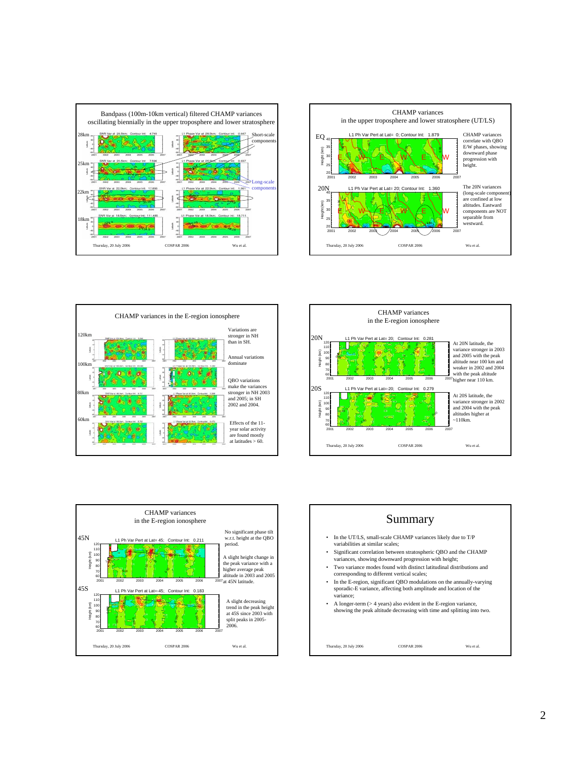## Bandpass (100m-10km vertical) filtered CHAMP variances oscillating biennially in the upper troposphere and lower stratosphere

28km

SNR Var at 28.5km; Contour Int: 4.745

L1 Phase Var at 28.5km; Contour Int: 0.547

Short-scale components

25km

SNR Var at 25.5km; Contour Int: 7.596

L1 Phase Var at 25.5km; Contour Int: 0.937

Long-scale components

22km

SNR Var at 22.5km; Contour Int: 17.890

L1 Phase Var at 22.5km; Contour Int: 1.561

18km

SNR Var at 18.5km; Contour Int: 111.485

L1 Phase Var at 18.5km; Contour Int: 18.711

## CHAMP variances in the upper troposphere and lower stratosphere (UT/LS)

EQ

L1 Ph Var Pert at Lat= 0; Contour Int: 1.879

E W E W E W

CHAMP variances correlate with QBO E/W phases, showing downward phase progression with height.

20N

L1 Ph Var Pert at Lat= 20; Contour Int: 1.360

E W E W E W

The 20N variances (long-scale component) are confined at low altitudes. Eastward components are NOT separable from westward.

## CHAMP variances in the E-region ionosphere

120km

100km

80km

60km

Variations are stronger in NH than in SH.

Annual variations dominate

QBO variations make the variances stronger in NH 2003 and 2005; in SH 2002 and 2004.

Effects of the 11-year solar activity are found mostly at latitudes > 60.

## CHAMP variances in the E-region ionosphere

20N

L1 Ph Var Pert at Lat= 20; Contour Int: 0.281

At 20N latitude, the variance stronger in 2003 and 2005 with the peak altitude near 100 km and weaker in 2002 and 2004 with the peak altitude higher near 110 km.

20S

L1 Ph Var Pert at Lat=-20; Contour Int: 0.279

At 20S latitude, the variance stronger in 2002 and 2004 with the peak altitudes higher at ~110km.

## CHAMP variances in the E-region ionosphere

45N

L1 Ph Var Pert at Lat= 45; Contour Int: 0.211

No significant phase tilt w.r.t. height at the QBO period.

A slight height change in the peak variance with a higher average peak altitude in 2003 and 2005 at 45N latitude.

45S

L1 Ph Var Pert at Lat=-45; Contour Int: 0.183

A slight decreasing trend in the peak height at 45S since 2003 with split peaks in 2005-2006.

## Summary

- In the UT/LS, small-scale CHAMP variances likely due to T/P variabilities at similar scales;
- Significant correlation between stratospheric QBO and the CHAMP variances, showing downward progression with height;
- Two variance modes found with distinct latitudinal distributions and corresponding to different vertical scales;
- In the E-region, significant QBO modulations on the annually-varying sporadic-E variance, affecting both amplitude and location of the variance;
- A longer-term (> 4 years) also evident in the E-region variance, showing the peak altitude decreasing with time and splitting into two.